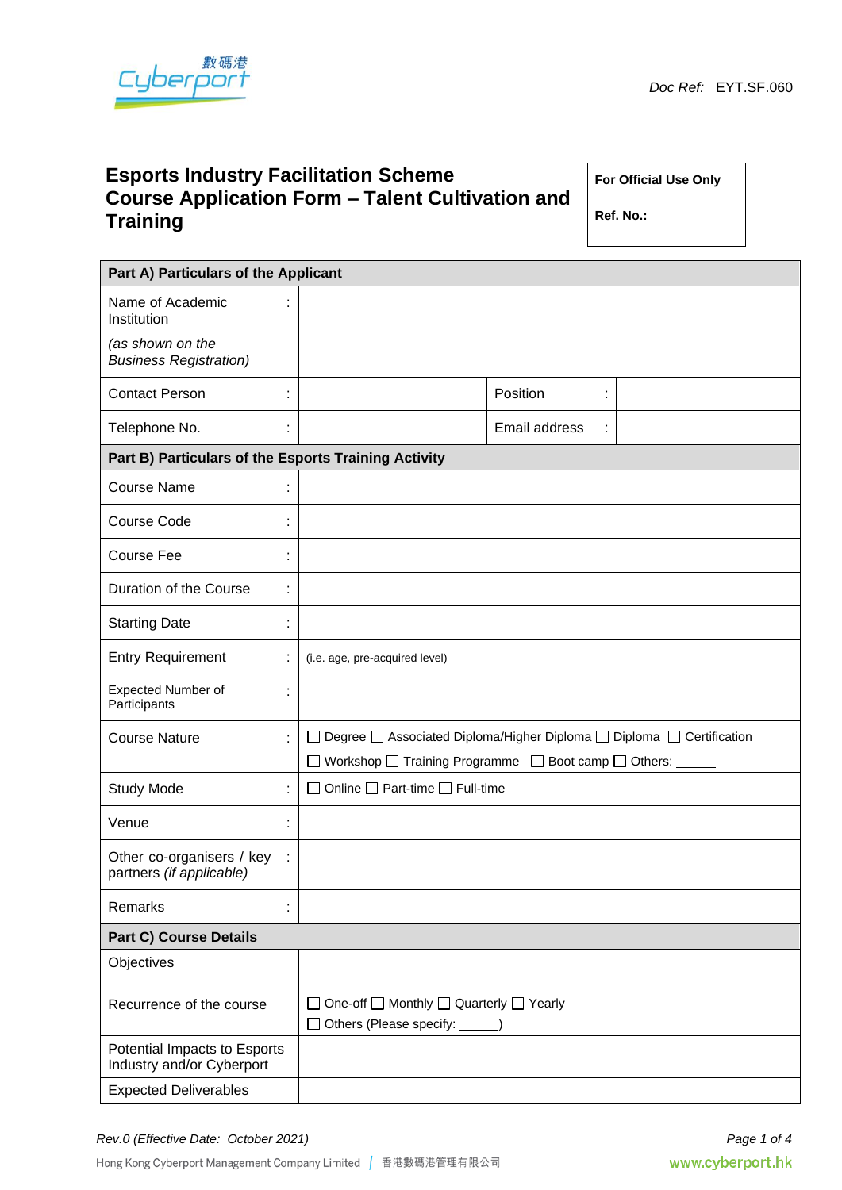Doc Ref: EYT.SF.060

# Esports Industry Facilitation Scheme
# Course Application Form – Talent Cultivation and Training

| For Official Use Only |
|---|
| Ref. No.: |

| **Part A) Particulars of the Applicant** | | | |
|---|---|---|---|
| Name of Academic Institution<br>*(as shown on the Business Registration)* : | | | |
| Contact Person : | | Position : | |
| Telephone No. : | | Email address : | |

| **Part B) Particulars of the Esports Training Activity** | |
|---|---|
| Course Name : | |
| Course Code : | |
| Course Fee : | |
| Duration of the Course : | |
| Starting Date : | |
| Entry Requirement : | (i.e. age, pre-acquired level) |
| Expected Number of Participants : | |
| Course Nature : | ☐ Degree ☐ Associated Diploma/Higher Diploma ☐ Diploma ☐ Certification<br>☐ Workshop ☐ Training Programme ☐ Boot camp ☐ Others: ______ |
| Study Mode : | ☐ Online ☐ Part-time ☐ Full-time |
| Venue : | |
| Other co-organisers / key partners *(if applicable)* : | |
| Remarks : | |

| **Part C) Course Details** | |
|---|---|
| Objectives | |
| Recurrence of the course | ☐ One-off ☐ Monthly ☐ Quarterly ☐ Yearly<br>☐ Others (Please specify: ______) |
| Potential Impacts to Esports Industry and/or Cyberport | |
| Expected Deliverables | |

*Rev.0 (Effective Date: October 2021)*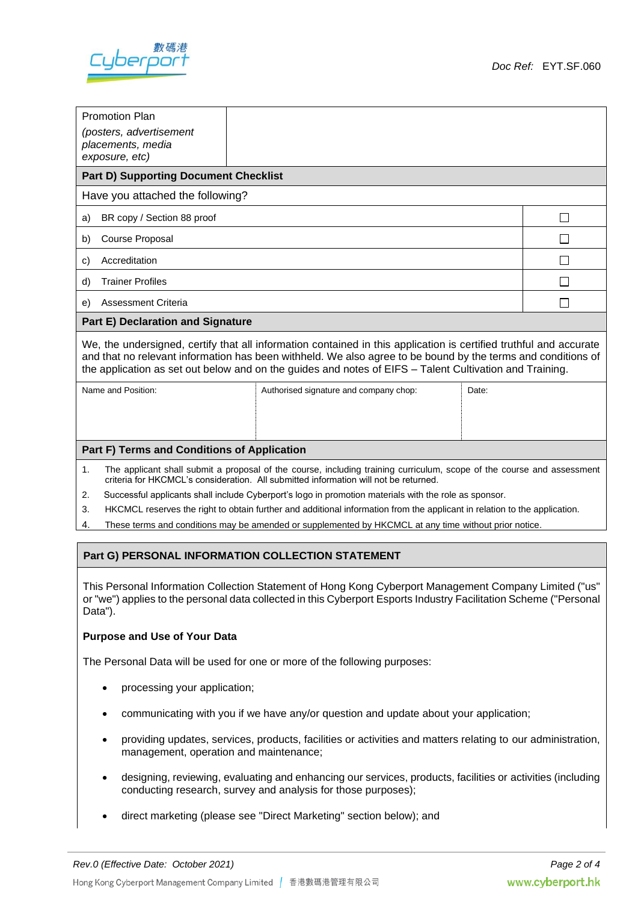| Promotion Plan *(posters, advertisement placements, media exposure, etc)* | |
|---|---|

## Part D) Supporting Document Checklist

Have you attached the following?

| | | |
|---|---|---|
| a) | BR copy / Section 88 proof | ☐ |
| b) | Course Proposal | ☐ |
| c) | Accreditation | ☐ |
| d) | Trainer Profiles | ☐ |
| e) | Assessment Criteria | ☐ |

## Part E) Declaration and Signature

We, the undersigned, certify that all information contained in this application is certified truthful and accurate and that no relevant information has been withheld. We also agree to be bound by the terms and conditions of the application as set out below and on the guides and notes of EIFS – Talent Cultivation and Training.

| Name and Position: | Authorised signature and company chop: | Date: |
|---|---|---|
| | | |

## Part F) Terms and Conditions of Application

1. The applicant shall submit a proposal of the course, including training curriculum, scope of the course and assessment criteria for HKCMCL's consideration. All submitted information will not be returned.
2. Successful applicants shall include Cyberport's logo in promotion materials with the role as sponsor.
3. HKCMCL reserves the right to obtain further and additional information from the applicant in relation to the application.
4. These terms and conditions may be amended or supplemented by HKCMCL at any time without prior notice.

## Part G) PERSONAL INFORMATION COLLECTION STATEMENT

This Personal Information Collection Statement of Hong Kong Cyberport Management Company Limited ("us" or "we") applies to the personal data collected in this Cyberport Esports Industry Facilitation Scheme ("Personal Data").

**Purpose and Use of Your Data**

The Personal Data will be used for one or more of the following purposes:

- processing your application;
- communicating with you if we have any/or question and update about your application;
- providing updates, services, products, facilities or activities and matters relating to our administration, management, operation and maintenance;
- designing, reviewing, evaluating and enhancing our services, products, facilities or activities (including conducting research, survey and analysis for those purposes);
- direct marketing (please see "Direct Marketing" section below); and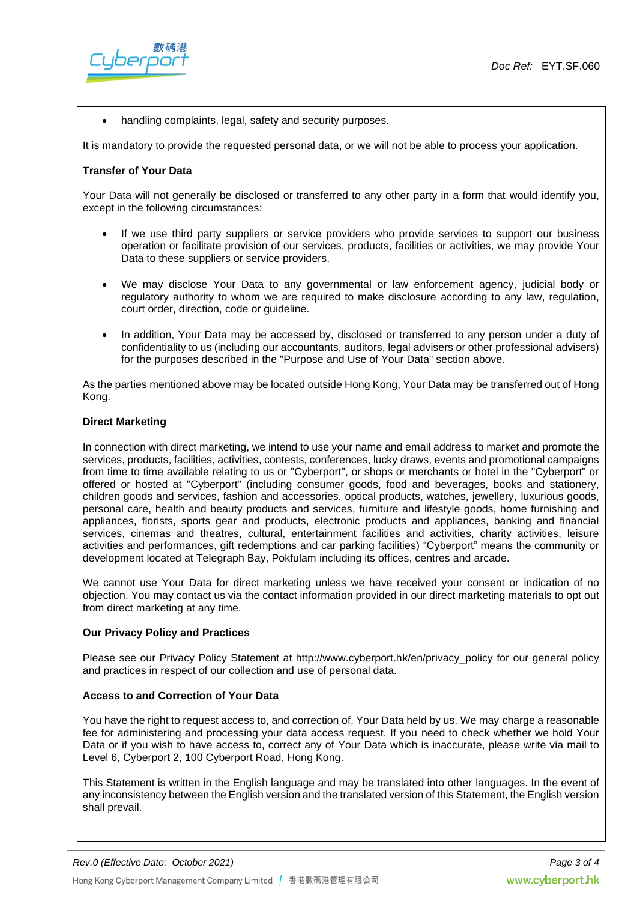- handling complaints, legal, safety and security purposes.

It is mandatory to provide the requested personal data, or we will not be able to process your application.

**Transfer of Your Data**

Your Data will not generally be disclosed or transferred to any other party in a form that would identify you, except in the following circumstances:

- If we use third party suppliers or service providers who provide services to support our business operation or facilitate provision of our services, products, facilities or activities, we may provide Your Data to these suppliers or service providers.

- We may disclose Your Data to any governmental or law enforcement agency, judicial body or regulatory authority to whom we are required to make disclosure according to any law, regulation, court order, direction, code or guideline.

- In addition, Your Data may be accessed by, disclosed or transferred to any person under a duty of confidentiality to us (including our accountants, auditors, legal advisers or other professional advisers) for the purposes described in the "Purpose and Use of Your Data" section above.

As the parties mentioned above may be located outside Hong Kong, Your Data may be transferred out of Hong Kong.

**Direct Marketing**

In connection with direct marketing, we intend to use your name and email address to market and promote the services, products, facilities, activities, contests, conferences, lucky draws, events and promotional campaigns from time to time available relating to us or "Cyberport", or shops or merchants or hotel in the "Cyberport" or offered or hosted at "Cyberport" (including consumer goods, food and beverages, books and stationery, children goods and services, fashion and accessories, optical products, watches, jewellery, luxurious goods, personal care, health and beauty products and services, furniture and lifestyle goods, home furnishing and appliances, florists, sports gear and products, electronic products and appliances, banking and financial services, cinemas and theatres, cultural, entertainment facilities and activities, charity activities, leisure activities and performances, gift redemptions and car parking facilities) "Cyberport" means the community or development located at Telegraph Bay, Pokfulam including its offices, centres and arcade.

We cannot use Your Data for direct marketing unless we have received your consent or indication of no objection. You may contact us via the contact information provided in our direct marketing materials to opt out from direct marketing at any time.

**Our Privacy Policy and Practices**

Please see our Privacy Policy Statement at http://www.cyberport.hk/en/privacy_policy for our general policy and practices in respect of our collection and use of personal data.

**Access to and Correction of Your Data**

You have the right to request access to, and correction of, Your Data held by us. We may charge a reasonable fee for administering and processing your data access request. If you need to check whether we hold Your Data or if you wish to have access to, correct any of Your Data which is inaccurate, please write via mail to Level 6, Cyberport 2, 100 Cyberport Road, Hong Kong.

This Statement is written in the English language and may be translated into other languages. In the event of any inconsistency between the English version and the translated version of this Statement, the English version shall prevail.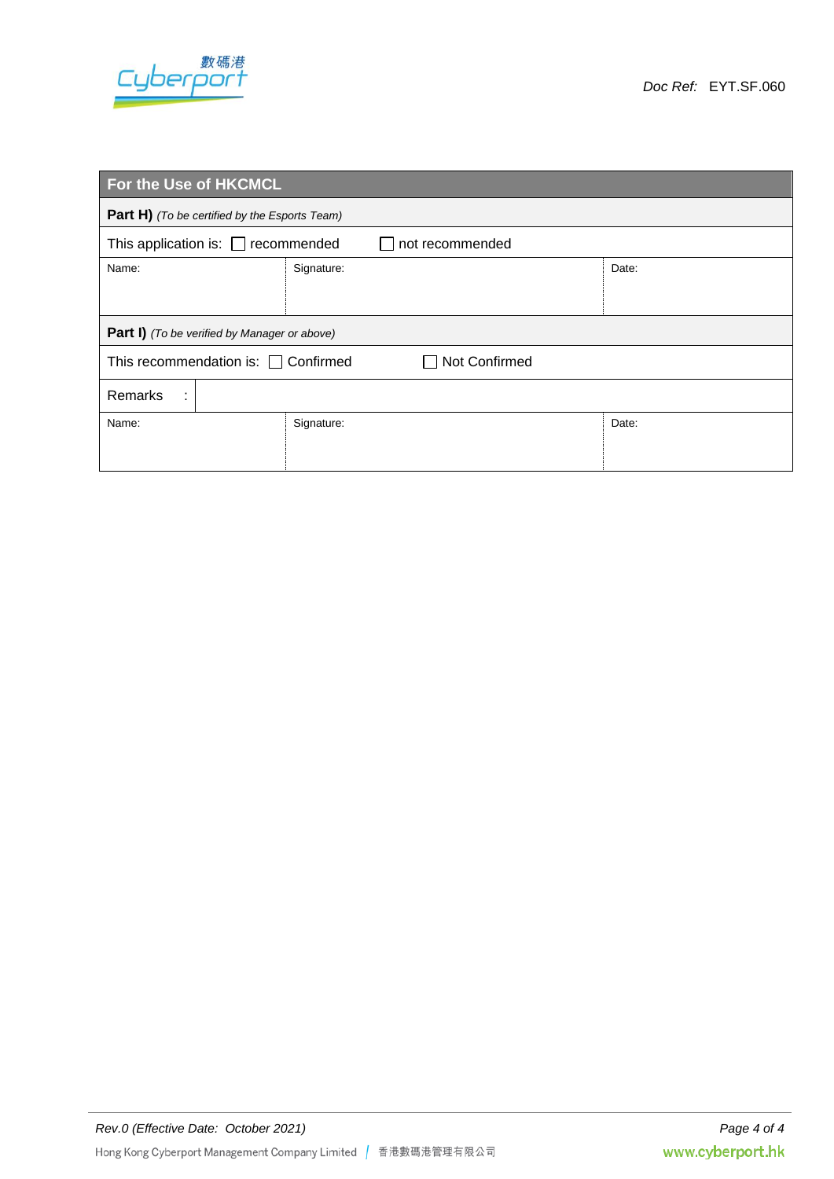Doc Ref: EYT.SF.060

| For the Use of HKCMCL | | |
|---|---|---|
| **Part H)** *(To be certified by the Esports Team)* | | |
| This application is: ☐ recommended ☐ not recommended | | |
| Name: | Signature: | Date: |
| **Part I)** *(To be verified by Manager or above)* | | |
| This recommendation is: ☐ Confirmed ☐ Not Confirmed | | |
| Remarks : | | |
| Name: | Signature: | Date: |

*Rev.0 (Effective Date: October 2021)*

Hong Kong Cyberport Management Company Limited | 香港數碼港管理有限公司

www.cyberport.hk